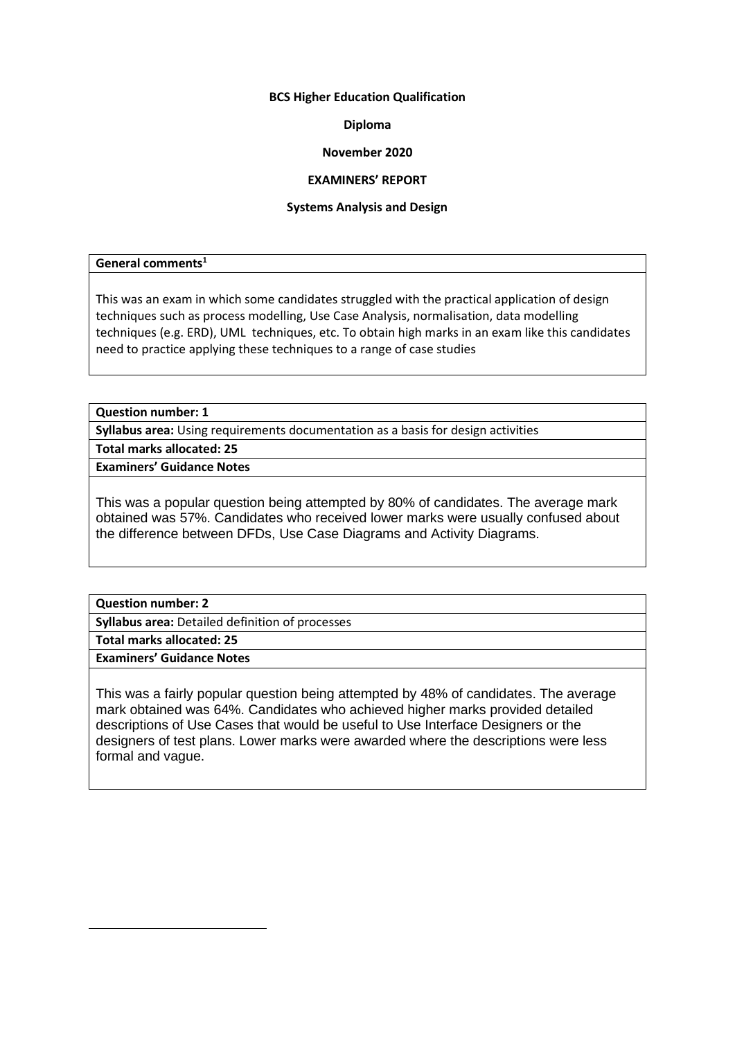**BCS Higher Education Qualification**

**Diploma**

**November 2020**

**EXAMINERS' REPORT**

**Systems Analysis and Design**

**General comments**[1]

This was an exam in which some candidates struggled with the practical application of design techniques such as process modelling, Use Case Analysis, normalisation, data modelling techniques (e.g. ERD), UML techniques, etc. To obtain high marks in an exam like this candidates need to practice applying these techniques to a range of case studies

**Question number: 1**

**Syllabus area:** Using requirements documentation as a basis for design activities

**Total marks allocated: 25**

**Examiners' Guidance Notes**

This was a popular question being attempted by 80% of candidates. The average mark obtained was 57%. Candidates who received lower marks were usually confused about the difference between DFDs, Use Case Diagrams and Activity Diagrams.

**Question number: 2**

**Syllabus area:** Detailed definition of processes

**Total marks allocated: 25**

**Examiners' Guidance Notes**

This was a fairly popular question being attempted by 48% of candidates. The average mark obtained was 64%. Candidates who achieved higher marks provided detailed descriptions of Use Cases that would be useful to Use Interface Designers or the designers of test plans. Lower marks were awarded where the descriptions were less formal and vague.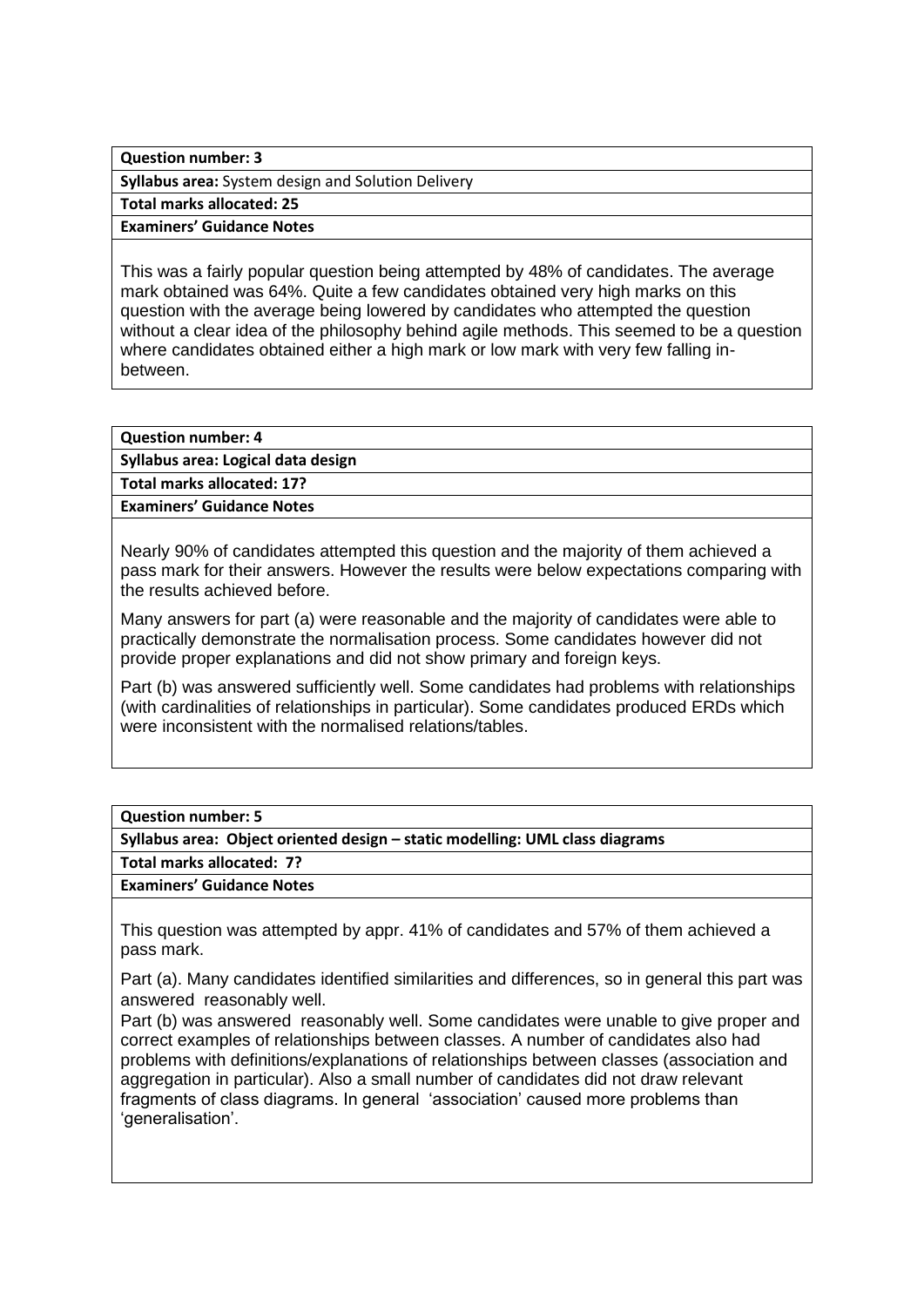**Question number: 3**

**Syllabus area:** System design and Solution Delivery

**Total marks allocated: 25**

**Examiners' Guidance Notes**

This was a fairly popular question being attempted by 48% of candidates. The average mark obtained was 64%. Quite a few candidates obtained very high marks on this question with the average being lowered by candidates who attempted the question without a clear idea of the philosophy behind agile methods. This seemed to be a question where candidates obtained either a high mark or low mark with very few falling in-between.

**Question number: 4**

**Syllabus area: Logical data design**

**Total marks allocated: 17?**

**Examiners' Guidance Notes**

Nearly 90% of candidates attempted this question and the majority of them achieved a pass mark for their answers. However the results were below expectations comparing with the results achieved before.

Many answers for part (a) were reasonable and the majority of candidates were able to practically demonstrate the normalisation process. Some candidates however did not provide proper explanations and did not show primary and foreign keys.

Part (b) was answered sufficiently well. Some candidates had problems with relationships (with cardinalities of relationships in particular). Some candidates produced ERDs which were inconsistent with the normalised relations/tables.

**Question number: 5**

**Syllabus area: Object oriented design – static modelling: UML class diagrams**

**Total marks allocated: 7?**

**Examiners' Guidance Notes**

This question was attempted by appr. 41% of candidates and 57% of them achieved a pass mark.

Part (a). Many candidates identified similarities and differences, so in general this part was answered reasonably well.

Part (b) was answered reasonably well. Some candidates were unable to give proper and correct examples of relationships between classes. A number of candidates also had problems with definitions/explanations of relationships between classes (association and aggregation in particular). Also a small number of candidates did not draw relevant fragments of class diagrams. In general 'association' caused more problems than 'generalisation'.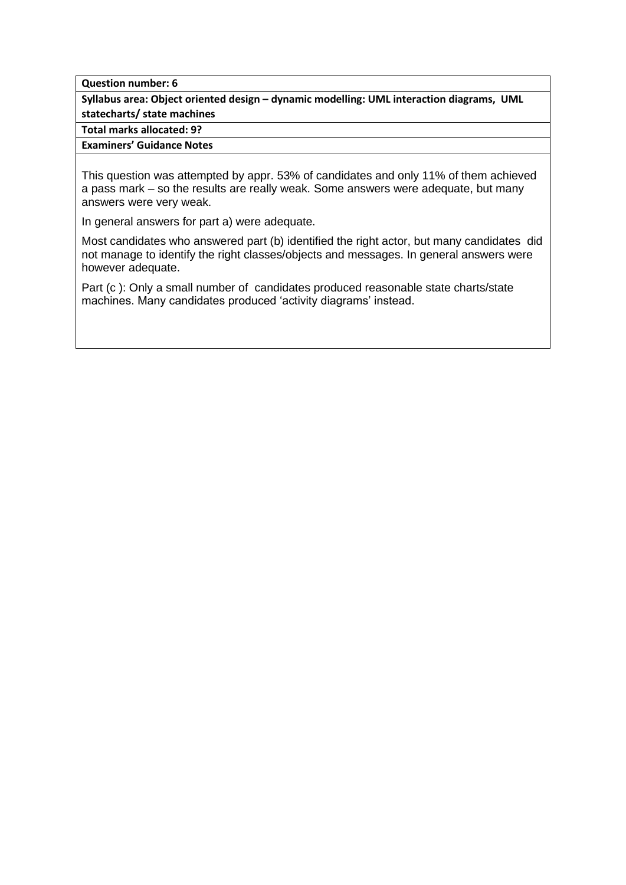| |
|---|
| **Question number: 6** |
| **Syllabus area: Object oriented design – dynamic modelling: UML interaction diagrams, UML statecharts/ state machines** |
| **Total marks allocated: 9?** |
| **Examiners' Guidance Notes** |
| This question was attempted by appr. 53% of candidates and only 11% of them achieved a pass mark – so the results are really weak. Some answers were adequate, but many answers were very weak.<br><br>In general answers for part a) were adequate.<br><br>Most candidates who answered part (b) identified the right actor, but many candidates did not manage to identify the right classes/objects and messages. In general answers were however adequate.<br><br>Part (c ): Only a small number of candidates produced reasonable state charts/state machines. Many candidates produced 'activity diagrams' instead. |